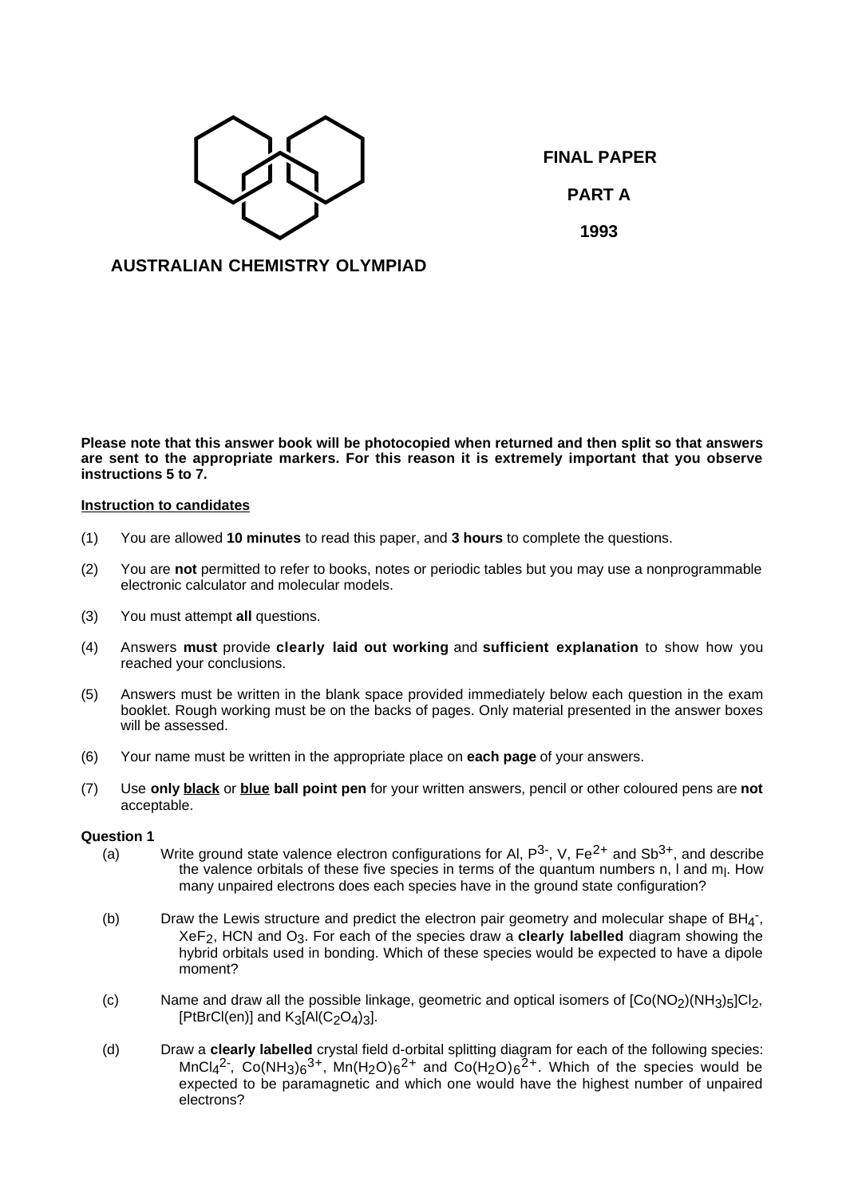**FINAL PAPER**

**PART A**

**1993**

**AUSTRALIAN CHEMISTRY OLYMPIAD**

**Please note that this answer book will be photocopied when returned and then split so that answers are sent to the appropriate markers. For this reason it is extremely important that you observe instructions 5 to 7.**

**Instruction to candidates**

(1) You are allowed **10 minutes** to read this paper, and **3 hours** to complete the questions.

(2) You are **not** permitted to refer to books, notes or periodic tables but you may use a nonprogrammable electronic calculator and molecular models.

(3) You must attempt **all** questions.

(4) Answers **must** provide **clearly laid out working** and **sufficient explanation** to show how you reached your conclusions.

(5) Answers must be written in the blank space provided immediately below each question in the exam booklet. Rough working must be on the backs of pages. Only material presented in the answer boxes will be assessed.

(6) Your name must be written in the appropriate place on **each page** of your answers.

(7) Use **only** **black** or **blue** **ball point pen** for your written answers, pencil or other coloured pens are **not** acceptable.

**Question 1**

(a) Write ground state valence electron configurations for Al, $P^{3-}$, V, $Fe^{2+}$ and $Sb^{3+}$, and describe the valence orbitals of these five species in terms of the quantum numbers n, l and $m_l$. How many unpaired electrons does each species have in the ground state configuration?

(b) Draw the Lewis structure and predict the electron pair geometry and molecular shape of $BH_4^-$, $XeF_2$, HCN and $O_3$. For each of the species draw a **clearly labelled** diagram showing the hybrid orbitals used in bonding. Which of these species would be expected to have a dipole moment?

(c) Name and draw all the possible linkage, geometric and optical isomers of $[Co(NO_2)(NH_3)_5]Cl_2$, [PtBrCl(en)] and $K_3[Al(C_2O_4)_3]$.

(d) Draw a **clearly labelled** crystal field d-orbital splitting diagram for each of the following species: $MnCl_4^{2-}$, $Co(NH_3)_6^{3+}$, $Mn(H_2O)_6^{2+}$ and $Co(H_2O)_6^{2+}$. Which of the species would be expected to be paramagnetic and which one would have the highest number of unpaired electrons?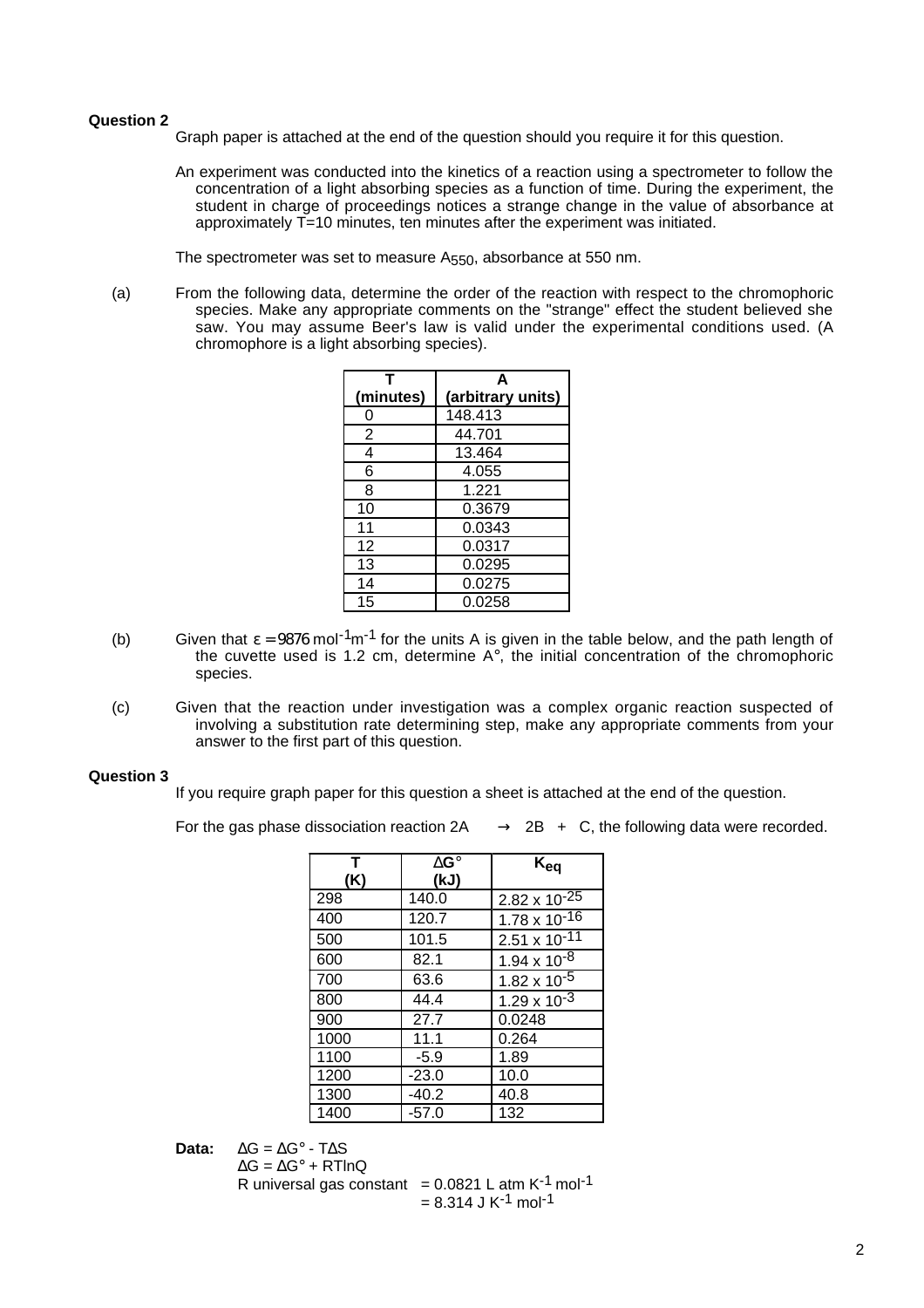**Question 2**

Graph paper is attached at the end of the question should you require it for this question.

An experiment was conducted into the kinetics of a reaction using a spectrometer to follow the concentration of a light absorbing species as a function of time. During the experiment, the student in charge of proceedings notices a strange change in the value of absorbance at approximately T=10 minutes, ten minutes after the experiment was initiated.

The spectrometer was set to measure $A_{550}$, absorbance at 550 nm.

(a) From the following data, determine the order of the reaction with respect to the chromophoric species. Make any appropriate comments on the "strange" effect the student believed she saw. You may assume Beer's law is valid under the experimental conditions used. (A chromophore is a light absorbing species).

| T (minutes) | A (arbitrary units) |
|---|---|
| 0 | 148.413 |
| 2 | 44.701 |
| 4 | 13.464 |
| 6 | 4.055 |
| 8 | 1.221 |
| 10 | 0.3679 |
| 11 | 0.0343 |
| 12 | 0.0317 |
| 13 | 0.0295 |
| 14 | 0.0275 |
| 15 | 0.0258 |

(b) Given that $\varepsilon = 9876\ \text{mol}^{-1}\text{m}^{-1}$ for the units A is given in the table below, and the path length of the cuvette used is 1.2 cm, determine A°, the initial concentration of the chromophoric species.

(c) Given that the reaction under investigation was a complex organic reaction suspected of involving a substitution rate determining step, make any appropriate comments from your answer to the first part of this question.

**Question 3**

If you require graph paper for this question a sheet is attached at the end of the question.

For the gas phase dissociation reaction 2A → 2B + C, the following data were recorded.

| T (K) | ΔG° (kJ) | $K_{eq}$ |
|---|---|---|
| 298 | 140.0 | $2.82 \times 10^{-25}$ |
| 400 | 120.7 | $1.78 \times 10^{-16}$ |
| 500 | 101.5 | $2.51 \times 10^{-11}$ |
| 600 | 82.1 | $1.94 \times 10^{-8}$ |
| 700 | 63.6 | $1.82 \times 10^{-5}$ |
| 800 | 44.4 | $1.29 \times 10^{-3}$ |
| 900 | 27.7 | 0.0248 |
| 1000 | 11.1 | 0.264 |
| 1100 | -5.9 | 1.89 |
| 1200 | -23.0 | 10.0 |
| 1300 | -40.2 | 40.8 |
| 1400 | -57.0 | 132 |

**Data:**

$\Delta G = \Delta G° - T\Delta S$

$\Delta G = \Delta G° + RT\ln Q$

R universal gas constant $= 0.0821\ \text{L atm K}^{-1}\ \text{mol}^{-1}$

$= 8.314\ \text{J K}^{-1}\ \text{mol}^{-1}$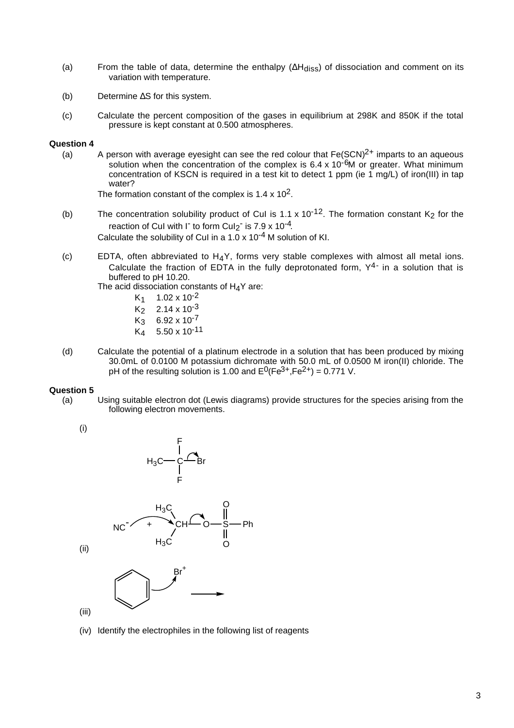(a) From the table of data, determine the enthalpy ($\Delta H_{diss}$) of dissociation and comment on its variation with temperature.

(b) Determine $\Delta S$ for this system.

(c) Calculate the percent composition of the gases in equilibrium at 298K and 850K if the total pressure is kept constant at 0.500 atmospheres.

**Question 4**

(a) A person with average eyesight can see the red colour that $Fe(SCN)^{2+}$ imparts to an aqueous solution when the concentration of the complex is $6.4 \times 10^{-6}$M or greater. What minimum concentration of KSCN is required in a test kit to detect 1 ppm (ie 1 mg/L) of iron(III) in tap water?

The formation constant of the complex is $1.4 \times 10^{2}$.

(b) The concentration solubility product of CuI is $1.1 \times 10^{-12}$. The formation constant $K_2$ for the reaction of CuI with $I^-$ to form $CuI_2^-$ is $7.9 \times 10^{-4}$.

Calculate the solubility of CuI in a $1.0 \times 10^{-4}$ M solution of KI.

(c) EDTA, often abbreviated to $H_4Y$, forms very stable complexes with almost all metal ions. Calculate the fraction of EDTA in the fully deprotonated form, $Y^{4-}$ in a solution that is buffered to pH 10.20.

The acid dissociation constants of $H_4Y$ are:

$K_1$ $1.02 \times 10^{-2}$
$K_2$ $2.14 \times 10^{-3}$
$K_3$ $6.92 \times 10^{-7}$
$K_4$ $5.50 \times 10^{-11}$

(d) Calculate the potential of a platinum electrode in a solution that has been produced by mixing 30.0mL of 0.0100 M potassium dichromate with 50.0 mL of 0.0500 M iron(II) chloride. The pH of the resulting solution is 1.00 and $E^0(Fe^{3+}, Fe^{2+}) = 0.771$ V.

**Question 5**

(a) Using suitable electron dot (Lewis diagrams) provide structures for the species arising from the following electron movements.

(i) $H_3C-CF_2-Br$ (curved arrow from C–Br bond to Br)

(ii) $NC^-$ + $(H_3C)_2CH-O-SO_2-Ph$ (curved arrow from $NC^-$ to CH; curved arrow from CH–O bond to O)

(iii) Benzene + $Br^+$ (curved arrow from ring to $Br^+$) →

(iv) Identify the electrophiles in the following list of reagents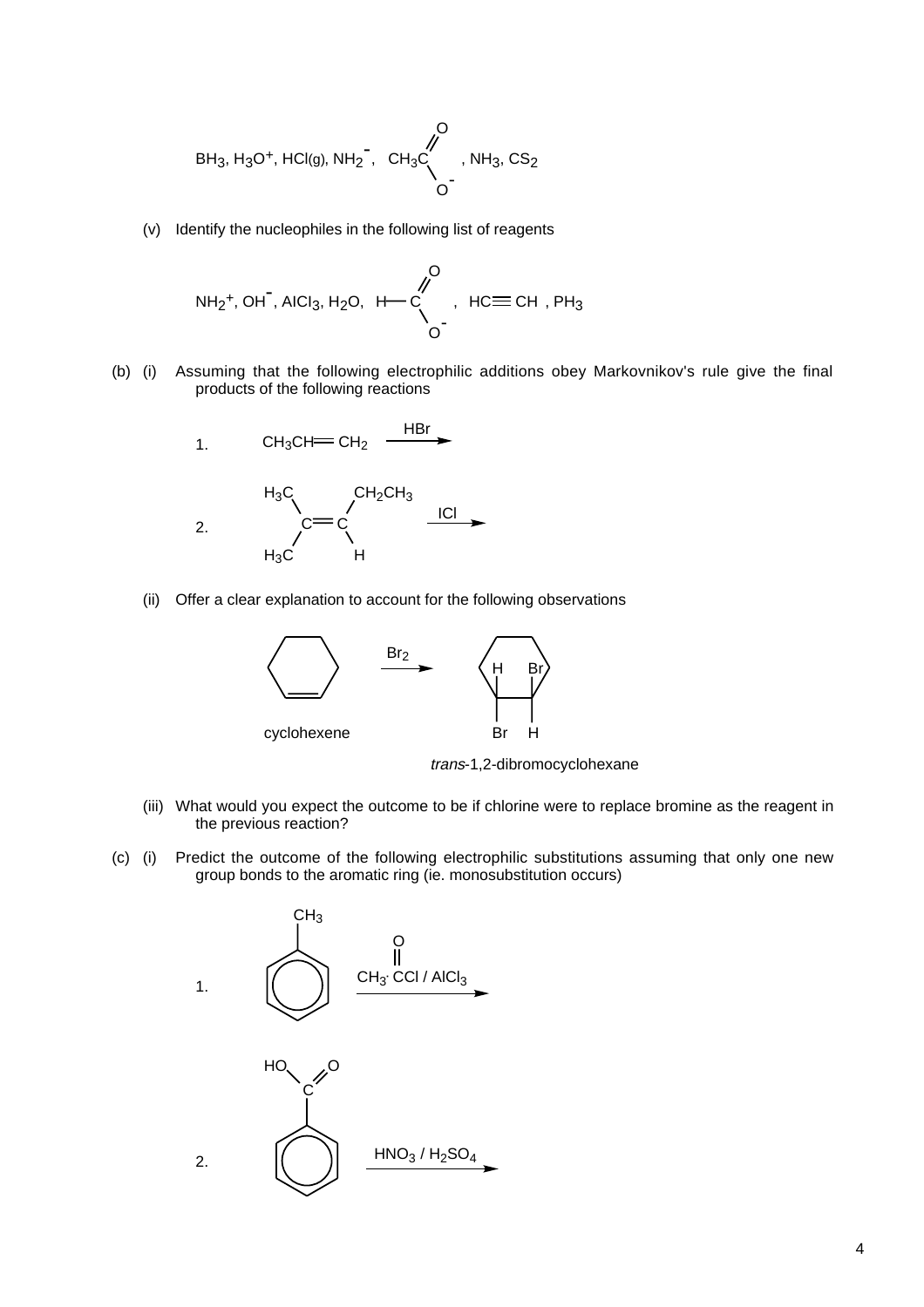$BH_3$, $H_3O^+$, $HCl_{(g)}$, $NH_2^-$, $CH_3CO_2^-$ ($CH_3C(=O)O^-$), $NH_3$, $CS_2$

(v) Identify the nucleophiles in the following list of reagents

$NH_2^+$, $OH^-$, $AlCl_3$, $H_2O$, $HCO_2^-$ ($H-C(=O)O^-$), $HC \equiv CH$, $PH_3$

(b) (i) Assuming that the following electrophilic additions obey Markovnikov's rule give the final products of the following reactions

1. $CH_3CH{=}CH_2 \xrightarrow{HBr}$

2. $(H_3C)_2C{=}C(H)CH_2CH_3 \xrightarrow{ICl}$

(ii) Offer a clear explanation to account for the following observations

cyclohexene $\xrightarrow{Br_2}$ *trans*-1,2-dibromocyclohexane

(iii) What would you expect the outcome to be if chlorine were to replace bromine as the reagent in the previous reaction?

(c) (i) Predict the outcome of the following electrophilic substitutions assuming that only one new group bonds to the aromatic ring (ie. monosubstitution occurs)

1. Toluene ($C_6H_5CH_3$) $\xrightarrow{CH_3 \cdot C(=O)Cl \, / \, AlCl_3}$

2. Benzoic acid ($C_6H_5COOH$) $\xrightarrow{HNO_3 \, / \, H_2SO_4}$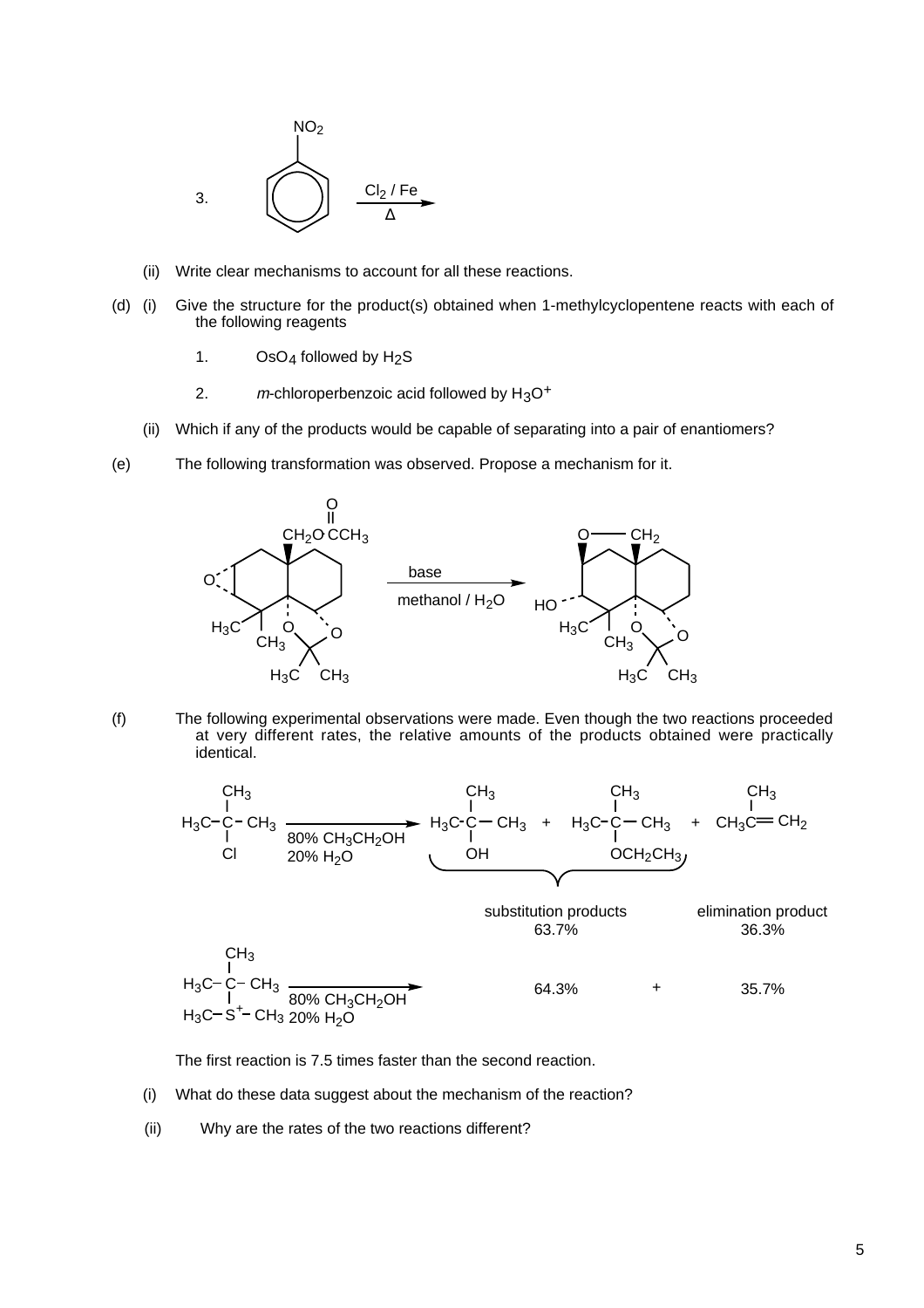3. Nitrobenzene ($C_6H_5NO_2$) $\xrightarrow[\Delta]{Cl_2 / Fe}$

(ii) Write clear mechanisms to account for all these reactions.

(d) (i) Give the structure for the product(s) obtained when 1-methylcyclopentene reacts with each of the following reagents

1. $OsO_4$ followed by $H_2S$

2. *m*-chloroperbenzoic acid followed by $H_3O^+$

(ii) Which if any of the products would be capable of separating into a pair of enantiomers?

(e) The following transformation was observed. Propose a mechanism for it.

Reactant: a decalin bearing an epoxide O, angular $CH_2O\text{-}\overset{O}{\overset{\|}{C}}CH_3$, $H_3C$, $CH_3$, and an acetonide (O, O, $H_3C$, $CH_3$) $\xrightarrow[\text{methanol / } H_2O]{\text{base}}$ Product: a decalin bearing a cyclic ether O—$CH_2$, HO, $H_3C$, $CH_3$, and the acetonide (O, O, $H_3C$, $CH_3$)

(f) The following experimental observations were made. Even though the two reactions proceeded at very different rates, the relative amounts of the products obtained were practically identical.

$$(CH_3)_3C\text{-}Cl \xrightarrow{80\%\ CH_3CH_2OH,\ 20\%\ H_2O} (CH_3)_3C\text{-}OH + (CH_3)_3C\text{-}OCH_2CH_3 + CH_3C(CH_3){=}CH_2$$

substitution products 63.7% ; elimination product 36.3%

$$(CH_3)_3C\text{-}\overset{+}{S}(CH_3)_2 \xrightarrow{80\%\ CH_3CH_2OH,\ 20\%\ H_2O} 64.3\% + 35.7\%$$

The first reaction is 7.5 times faster than the second reaction.

(i) What do these data suggest about the mechanism of the reaction?

(ii) Why are the rates of the two reactions different?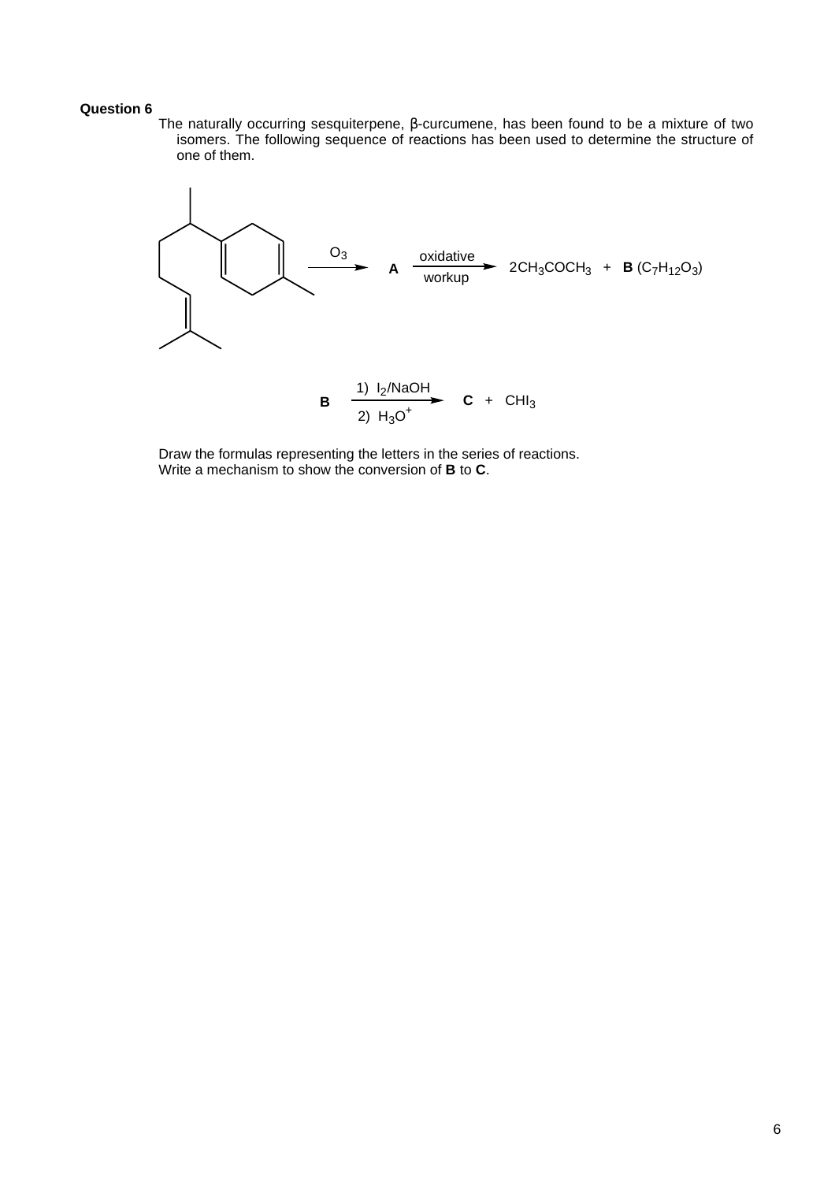**Question 6**

The naturally occurring sesquiterpene, β-curcumene, has been found to be a mixture of two isomers. The following sequence of reactions has been used to determine the structure of one of them.

$\xrightarrow{O_3}$ **A** $\xrightarrow[\text{workup}]{\text{oxidative}}$ $2CH_3COCH_3$ + **B** ($C_7H_{12}O_3$)

**B** $\xrightarrow[\text{2) } H_3O^+]{\text{1) } I_2/NaOH}$ **C** + $CHI_3$

Draw the formulas representing the letters in the series of reactions.
Write a mechanism to show the conversion of **B** to **C**.